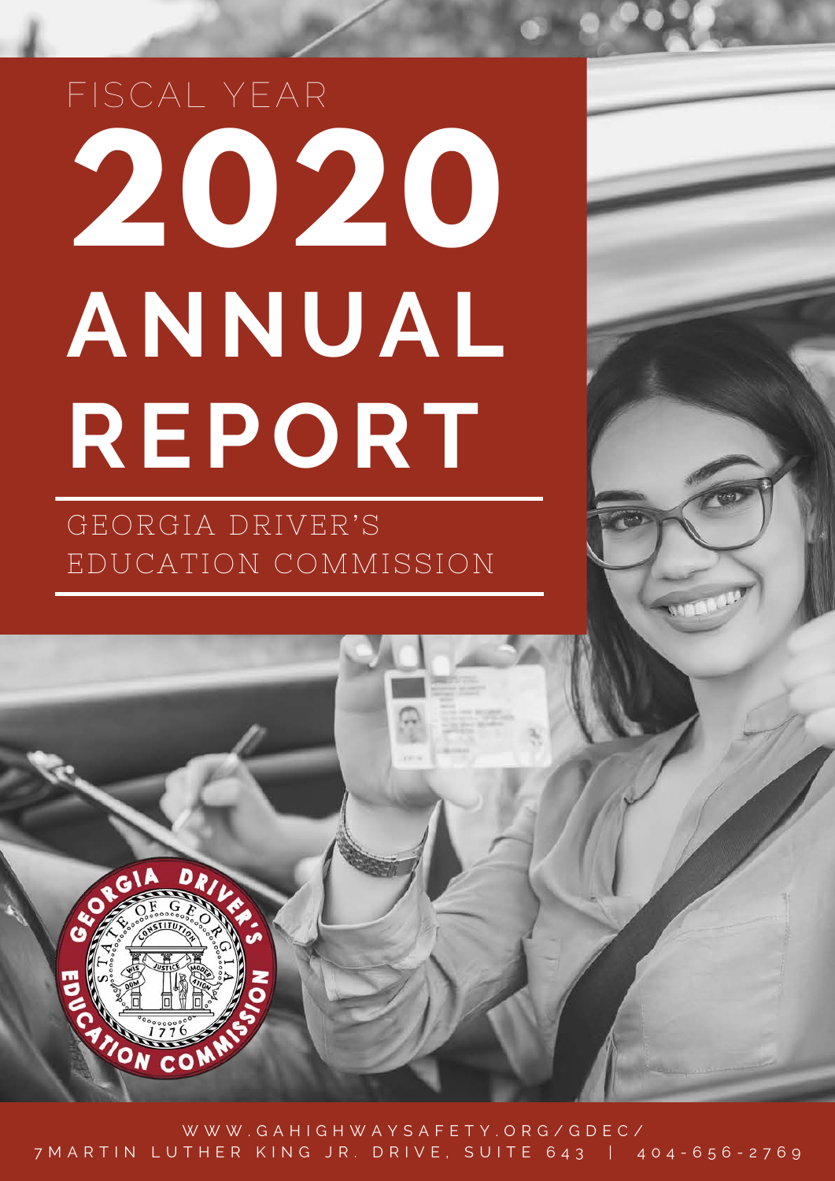FISCAL YEAR

# 2020 ANNUAL REPORT

## GEORGIA DRIVER'S EDUCATION COMMISSION

WWW.GAHIGHWAYSAFETY.ORG/GDEC/

7 MARTIN LUTHER KING JR. DRIVE, SUITE 643 | 404-656-2769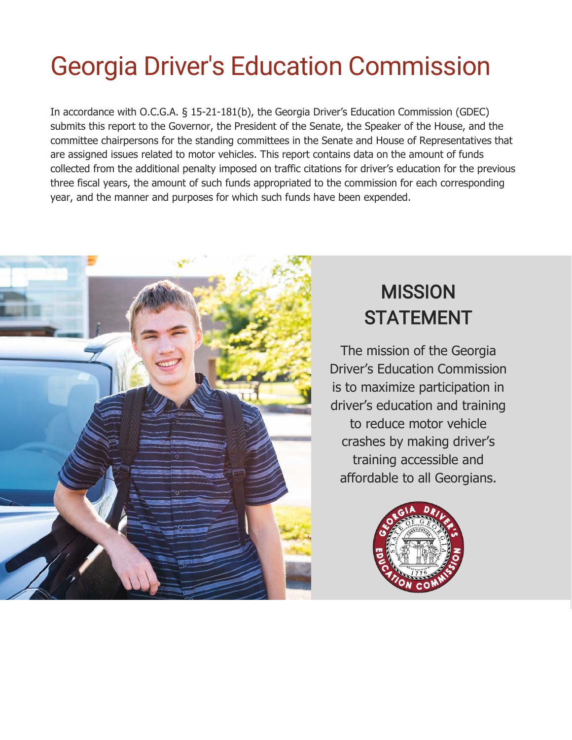# Georgia Driver's Education Commission

In accordance with O.C.G.A. § 15-21-181(b), the Georgia Driver's Education Commission (GDEC) submits this report to the Governor, the President of the Senate, the Speaker of the House, and the committee chairpersons for the standing committees in the Senate and House of Representatives that are assigned issues related to motor vehicles. This report contains data on the amount of funds collected from the additional penalty imposed on traffic citations for driver's education for the previous three fiscal years, the amount of such funds appropriated to the commission for each corresponding year, and the manner and purposes for which such funds have been expended.

## MISSION STATEMENT

The mission of the Georgia Driver's Education Commission is to maximize participation in driver's education and training to reduce motor vehicle crashes by making driver's training accessible and affordable to all Georgians.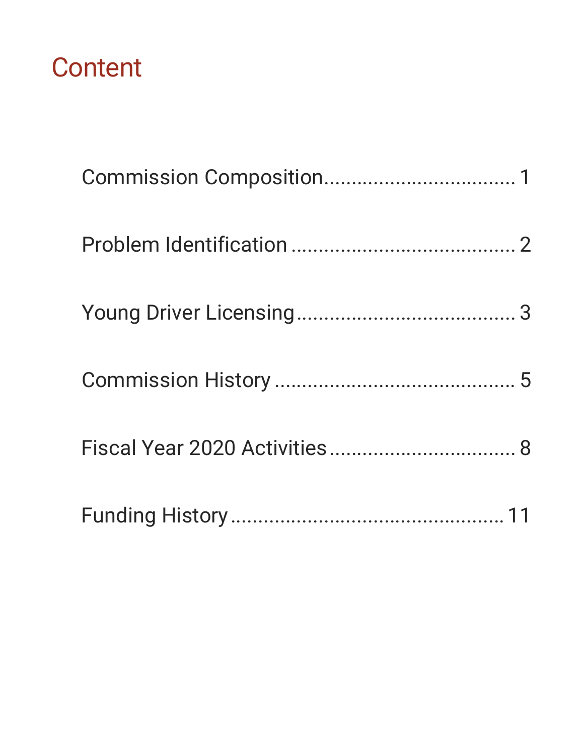# Content

- Commission Composition .................................. 1
- Problem Identification ........................................ 2
- Young Driver Licensing ....................................... 3
- Commission History ........................................... 5
- Fiscal Year 2020 Activities ................................. 8
- Funding History ................................................. 11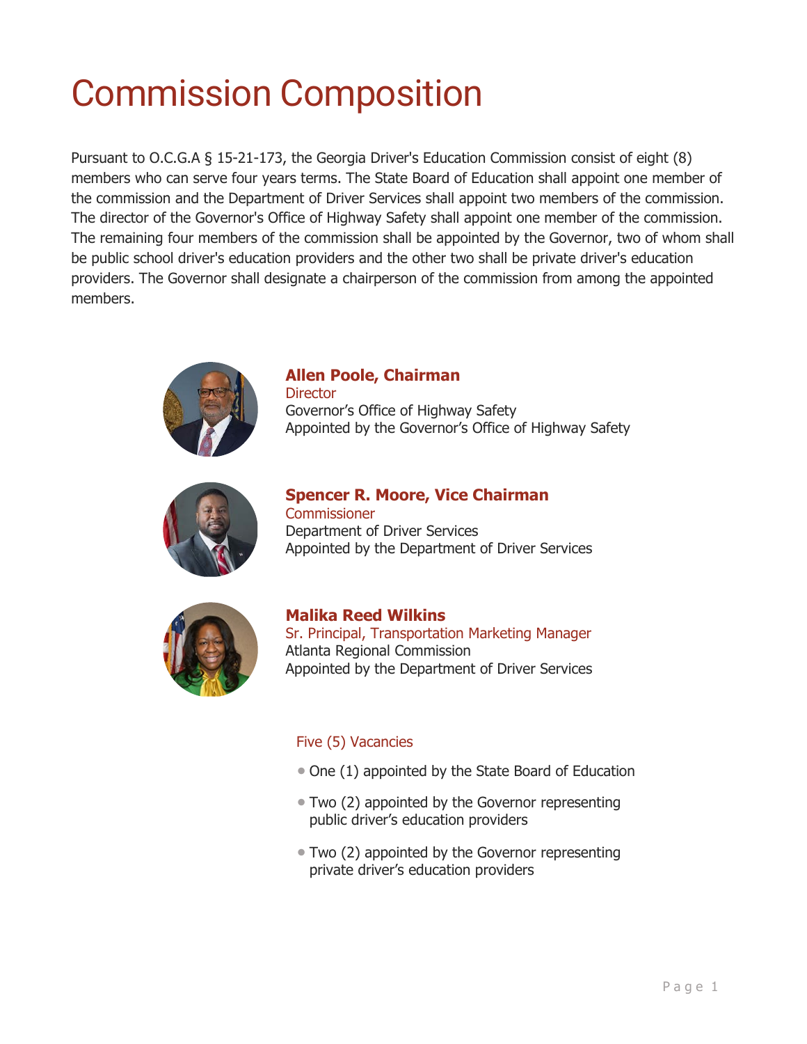# Commission Composition

Pursuant to O.C.G.A § 15-21-173, the Georgia Driver's Education Commission consist of eight (8) members who can serve four years terms. The State Board of Education shall appoint one member of the commission and the Department of Driver Services shall appoint two members of the commission. The director of the Governor's Office of Highway Safety shall appoint one member of the commission. The remaining four members of the commission shall be appointed by the Governor, two of whom shall be public school driver's education providers and the other two shall be private driver's education providers. The Governor shall designate a chairperson of the commission from among the appointed members.

**Allen Poole, Chairman**
Director
Governor's Office of Highway Safety
Appointed by the Governor's Office of Highway Safety

**Spencer R. Moore, Vice Chairman**
Commissioner
Department of Driver Services
Appointed by the Department of Driver Services

**Malika Reed Wilkins**
Sr. Principal, Transportation Marketing Manager
Atlanta Regional Commission
Appointed by the Department of Driver Services

Five (5) Vacancies

- One (1) appointed by the State Board of Education
- Two (2) appointed by the Governor representing public driver's education providers
- Two (2) appointed by the Governor representing private driver's education providers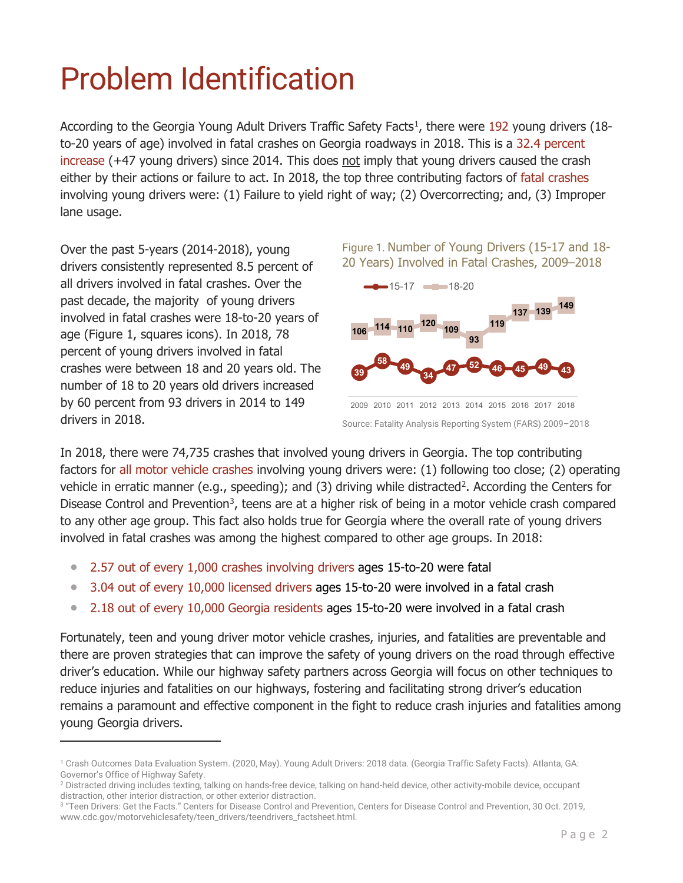# Problem Identification

According to the Georgia Young Adult Drivers Traffic Safety Facts[1], there were 192 young drivers (18-to-20 years of age) involved in fatal crashes on Georgia roadways in 2018. This is a 32.4 percent increase (+47 young drivers) since 2014. This does not imply that young drivers caused the crash either by their actions or failure to act. In 2018, the top three contributing factors of fatal crashes involving young drivers were: (1) Failure to yield right of way; (2) Overcorrecting; and, (3) Improper lane usage.

Over the past 5-years (2014-2018), young drivers consistently represented 8.5 percent of all drivers involved in fatal crashes. Over the past decade, the majority of young drivers involved in fatal crashes were 18-to-20 years of age (Figure 1, squares icons). In 2018, 78 percent of young drivers involved in fatal crashes were between 18 and 20 years old. The number of 18 to 20 years old drivers increased by 60 percent from 93 drivers in 2014 to 149 drivers in 2018.

Figure 1. Number of Young Drivers (15-17 and 18-20 Years) Involved in Fatal Crashes, 2009–2018

| Year | 15-17 | 18-20 |
|---|---|---|
| 2009 | 39 | 106 |
| 2010 | 58 | 114 |
| 2011 | 49 | 110 |
| 2012 | 34 | 120 |
| 2013 | 47 | 109 |
| 2014 | 52 | 93 |
| 2015 | 46 | 119 |
| 2016 | 45 | 137 |
| 2017 | 49 | 139 |
| 2018 | 43 | 149 |

Source: Fatality Analysis Reporting System (FARS) 2009–2018

In 2018, there were 74,735 crashes that involved young drivers in Georgia. The top contributing factors for all motor vehicle crashes involving young drivers were: (1) following too close; (2) operating vehicle in erratic manner (e.g., speeding); and (3) driving while distracted[2]. According the Centers for Disease Control and Prevention[3], teens are at a higher risk of being in a motor vehicle crash compared to any other age group. This fact also holds true for Georgia where the overall rate of young drivers involved in fatal crashes was among the highest compared to other age groups. In 2018:

- 2.57 out of every 1,000 crashes involving drivers ages 15-to-20 were fatal
- 3.04 out of every 10,000 licensed drivers ages 15-to-20 were involved in a fatal crash
- 2.18 out of every 10,000 Georgia residents ages 15-to-20 were involved in a fatal crash

Fortunately, teen and young driver motor vehicle crashes, injuries, and fatalities are preventable and there are proven strategies that can improve the safety of young drivers on the road through effective driver's education. While our highway safety partners across Georgia will focus on other techniques to reduce injuries and fatalities on our highways, fostering and facilitating strong driver's education remains a paramount and effective component in the fight to reduce crash injuries and fatalities among young Georgia drivers.

---

[1] Crash Outcomes Data Evaluation System. (2020, May). Young Adult Drivers: 2018 data. (Georgia Traffic Safety Facts). Atlanta, GA: Governor's Office of Highway Safety.

[2] Distracted driving includes texting, talking on hands-free device, talking on hand-held device, other activity-mobile device, occupant distraction, other interior distraction, or other exterior distraction.

[3] "Teen Drivers: Get the Facts." Centers for Disease Control and Prevention, Centers for Disease Control and Prevention, 30 Oct. 2019, www.cdc.gov/motorvehiclesafety/teen_drivers/teendrivers_factsheet.html.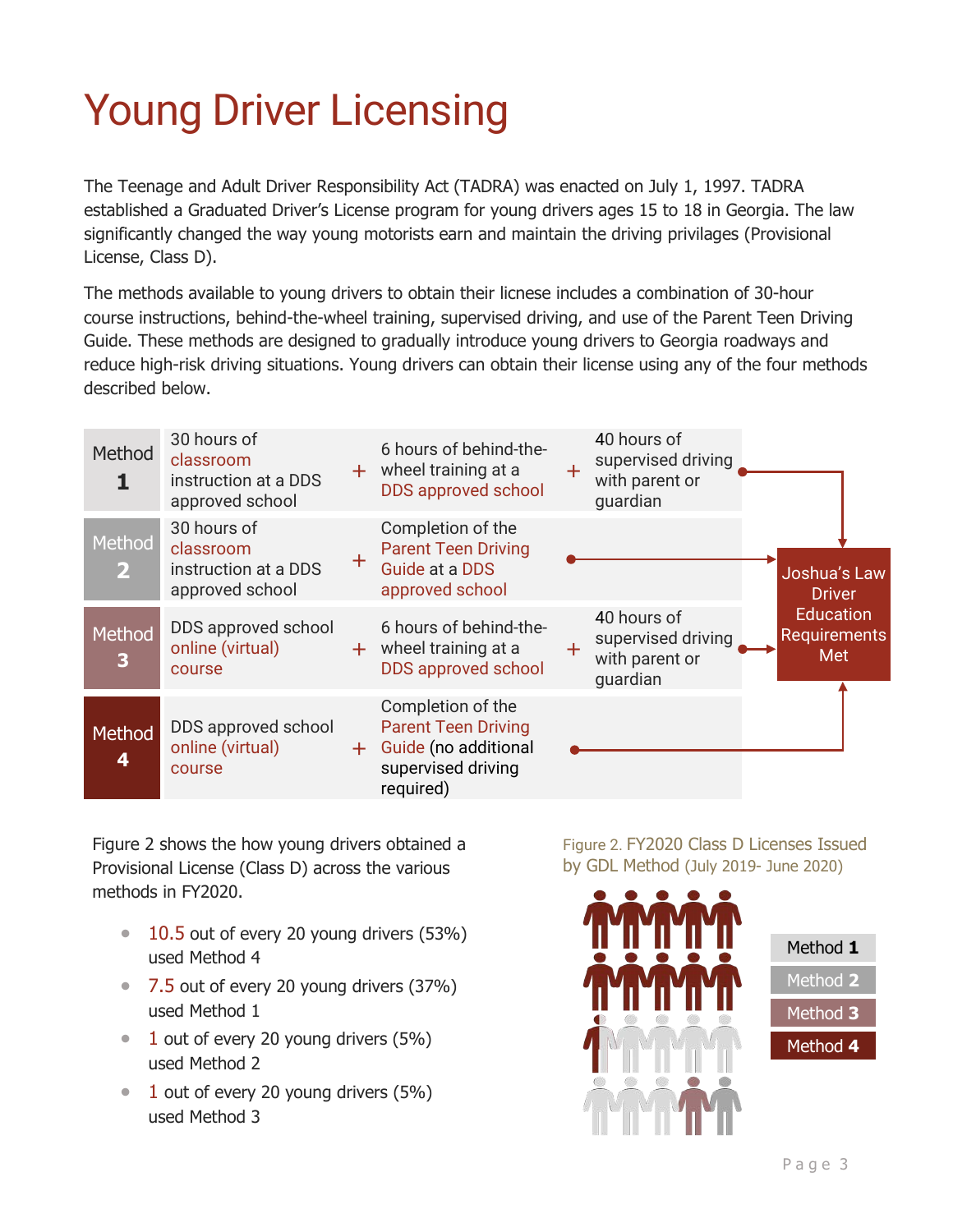# Young Driver Licensing

The Teenage and Adult Driver Responsibility Act (TADRA) was enacted on July 1, 1997. TADRA established a Graduated Driver's License program for young drivers ages 15 to 18 in Georgia. The law significantly changed the way young motorists earn and maintain the driving privileges (Provisional License, Class D).

The methods available to young drivers to obtain their licnese includes a combination of 30-hour course instructions, behind-the-wheel training, supervised driving, and use of the Parent Teen Driving Guide. These methods are designed to gradually introduce young drivers to Georgia roadways and reduce high-risk driving situations. Young drivers can obtain their license using any of the four methods described below.

| Method | Requirement 1 | | Requirement 2 | | Requirement 3 | Result |
|---|---|---|---|---|---|---|
| Method 1 | 30 hours of classroom instruction at a DDS approved school | + | 6 hours of behind-the-wheel training at a DDS approved school | + | 40 hours of supervised driving with parent or guardian | Joshua's Law Driver Education Requirements Met |
| Method 2 | 30 hours of classroom instruction at a DDS approved school | + | Completion of the Parent Teen Driving Guide at a DDS approved school | | | Joshua's Law Driver Education Requirements Met |
| Method 3 | DDS approved school online (virtual) course | + | 6 hours of behind-the-wheel training at a DDS approved school | + | 40 hours of supervised driving with parent or guardian | Joshua's Law Driver Education Requirements Met |
| Method 4 | DDS approved school online (virtual) course | + | Completion of the Parent Teen Driving Guide (no additional supervised driving required) | | | Joshua's Law Driver Education Requirements Met |

Figure 2 shows the how young drivers obtained a Provisional License (Class D) across the various methods in FY2020.

- 10.5 out of every 20 young drivers (53%) used Method 4
- 7.5 out of every 20 young drivers (37%) used Method 1
- 1 out of every 20 young drivers (5%) used Method 2
- 1 out of every 20 young drivers (5%) used Method 3

Figure 2. FY2020 Class D Licenses Issued by GDL Method (July 2019- June 2020)

Method 1
Method 2
Method 3
Method 4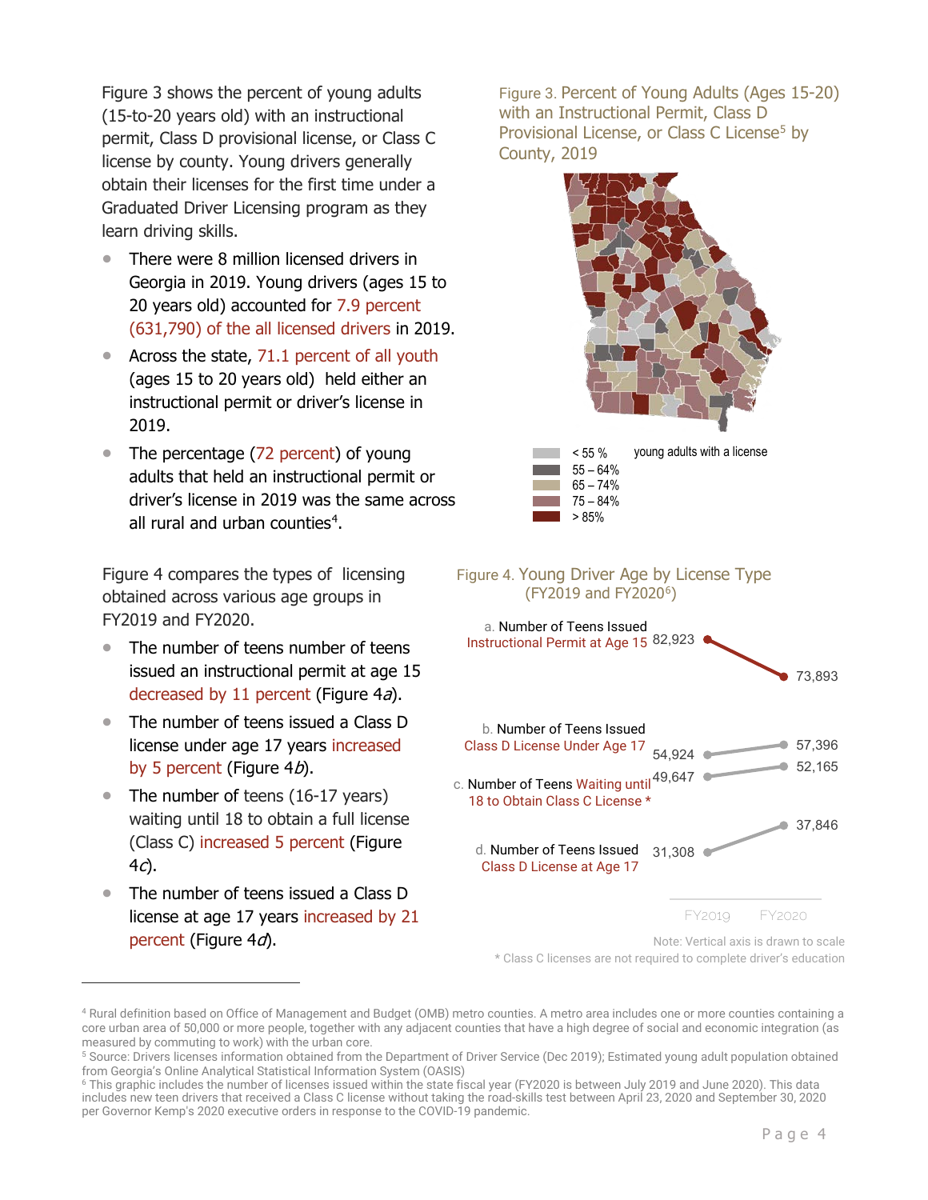Figure 3 shows the percent of young adults (15-to-20 years old) with an instructional permit, Class D provisional license, or Class C license by county. Young drivers generally obtain their licenses for the first time under a Graduated Driver Licensing program as they learn driving skills.

- There were 8 million licensed drivers in Georgia in 2019. Young drivers (ages 15 to 20 years old) accounted for 7.9 percent (631,790) of the all licensed drivers in 2019.
- Across the state, 71.1 percent of all youth (ages 15 to 20 years old) held either an instructional permit or driver's license in 2019.
- The percentage (72 percent) of young adults that held an instructional permit or driver's license in 2019 was the same across all rural and urban counties[4].

Figure 3. Percent of Young Adults (Ages 15-20) with an Instructional Permit, Class D Provisional License, or Class C License[5] by County, 2019

young adults with a license: < 55 %; 55 – 64%; 65 – 74%; 75 – 84%; > 85%

Figure 4 compares the types of licensing obtained across various age groups in FY2019 and FY2020.

- The number of teens number of teens issued an instructional permit at age 15 decreased by 11 percent (Figure 4*a*).
- The number of teens issued a Class D license under age 17 years increased by 5 percent (Figure 4*b*).
- The number of teens (16-17 years) waiting until 18 to obtain a full license (Class C) increased 5 percent (Figure 4*c*).
- The number of teens issued a Class D license at age 17 years increased by 21 percent (Figure 4*d*).

Figure 4. Young Driver Age by License Type (FY2019 and FY2020[6])

| | FY2019 | FY2020 |
|---|---|---|
| a. Number of Teens Issued Instructional Permit at Age 15 | 82,923 | 73,893 |
| b. Number of Teens Issued Class D License Under Age 17 | 54,924 | 57,396 |
| c. Number of Teens Waiting until 18 to Obtain Class C License * | 49,647 | 52,165 |
| d. Number of Teens Issued Class D License at Age 17 | 31,308 | 37,846 |

Note: Vertical axis is drawn to scale

* Class C licenses are not required to complete driver's education

---

[4] Rural definition based on Office of Management and Budget (OMB) metro counties. A metro area includes one or more counties containing a core urban area of 50,000 or more people, together with any adjacent counties that have a high degree of social and economic integration (as measured by commuting to work) with the urban core.

[5] Source: Drivers licenses information obtained from the Department of Driver Service (Dec 2019); Estimated young adult population obtained from Georgia's Online Analytical Statistical Information System (OASIS)

[6] This graphic includes the number of licenses issued within the state fiscal year (FY2020 is between July 2019 and June 2020). This data includes new teen drivers that received a Class C license without taking the road-skills test between April 23, 2020 and September 30, 2020 per Governor Kemp's 2020 executive orders in response to the COVID-19 pandemic.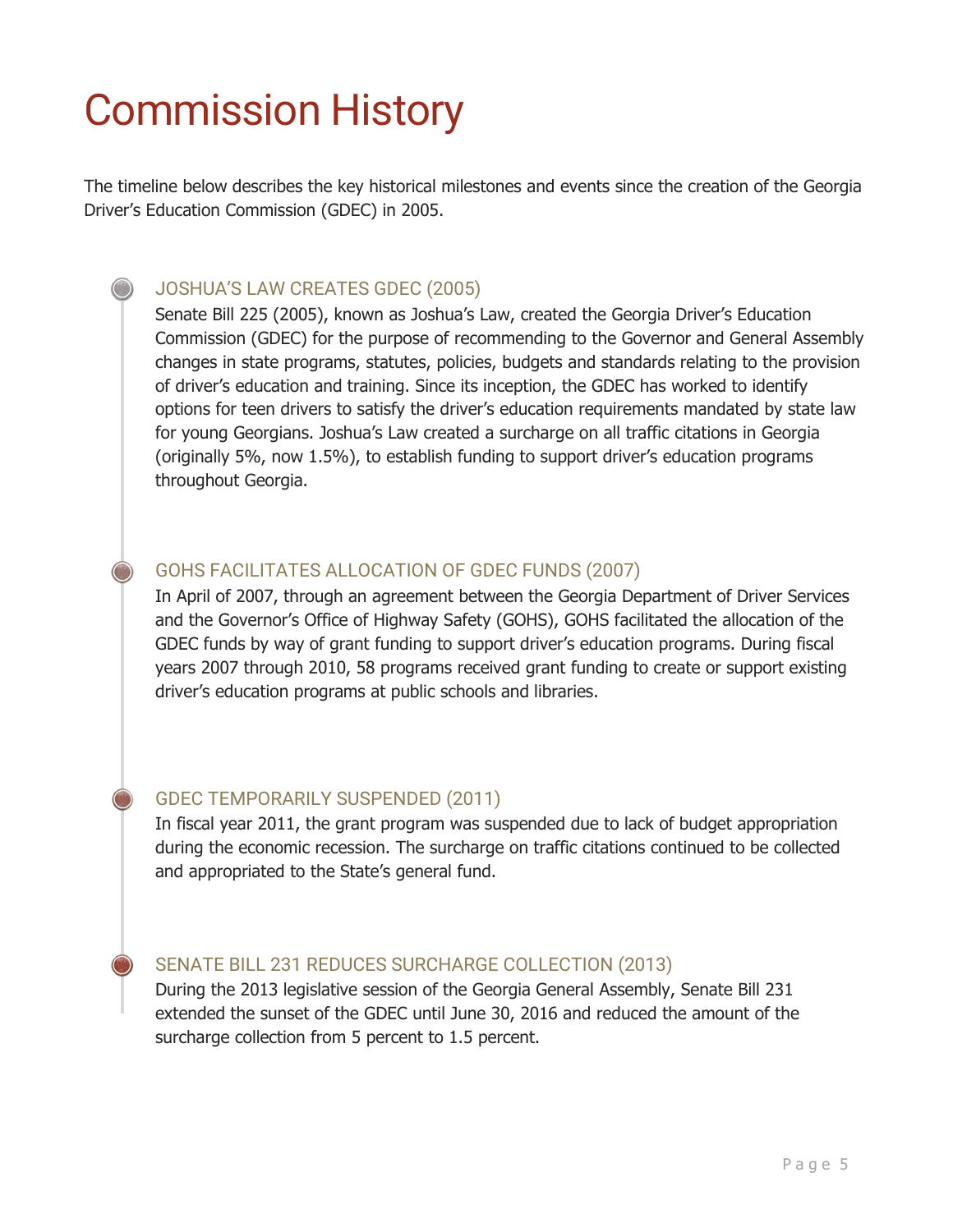# Commission History

The timeline below describes the key historical milestones and events since the creation of the Georgia Driver's Education Commission (GDEC) in 2005.

### JOSHUA'S LAW CREATES GDEC (2005)

Senate Bill 225 (2005), known as Joshua's Law, created the Georgia Driver's Education Commission (GDEC) for the purpose of recommending to the Governor and General Assembly changes in state programs, statutes, policies, budgets and standards relating to the provision of driver's education and training. Since its inception, the GDEC has worked to identify options for teen drivers to satisfy the driver's education requirements mandated by state law for young Georgians. Joshua's Law created a surcharge on all traffic citations in Georgia (originally 5%, now 1.5%), to establish funding to support driver's education programs throughout Georgia.

### GOHS FACILITATES ALLOCATION OF GDEC FUNDS (2007)

In April of 2007, through an agreement between the Georgia Department of Driver Services and the Governor's Office of Highway Safety (GOHS), GOHS facilitated the allocation of the GDEC funds by way of grant funding to support driver's education programs. During fiscal years 2007 through 2010, 58 programs received grant funding to create or support existing driver's education programs at public schools and libraries.

### GDEC TEMPORARILY SUSPENDED (2011)

In fiscal year 2011, the grant program was suspended due to lack of budget appropriation during the economic recession. The surcharge on traffic citations continued to be collected and appropriated to the State's general fund.

### SENATE BILL 231 REDUCES SURCHARGE COLLECTION (2013)

During the 2013 legislative session of the Georgia General Assembly, Senate Bill 231 extended the sunset of the GDEC until June 30, 2016 and reduced the amount of the surcharge collection from 5 percent to 1.5 percent.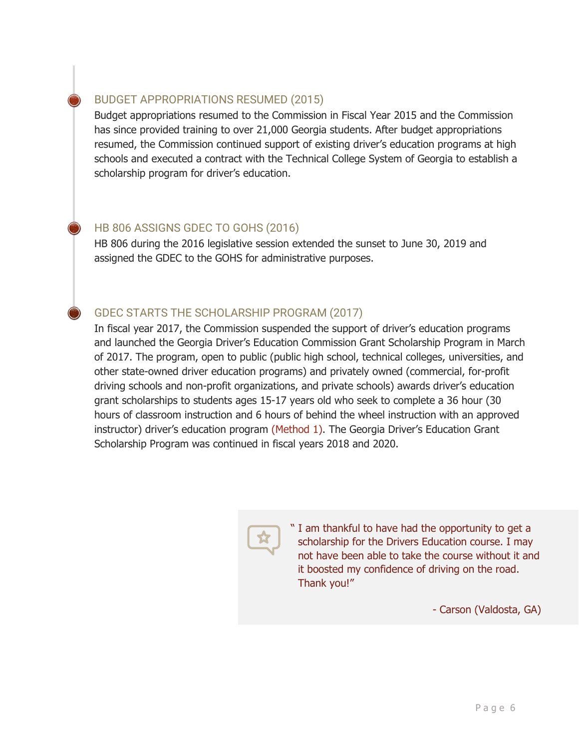### BUDGET APPROPRIATIONS RESUMED (2015)

Budget appropriations resumed to the Commission in Fiscal Year 2015 and the Commission has since provided training to over 21,000 Georgia students. After budget appropriations resumed, the Commission continued support of existing driver's education programs at high schools and executed a contract with the Technical College System of Georgia to establish a scholarship program for driver's education.

### HB 806 ASSIGNS GDEC TO GOHS (2016)

HB 806 during the 2016 legislative session extended the sunset to June 30, 2019 and assigned the GDEC to the GOHS for administrative purposes.

### GDEC STARTS THE SCHOLARSHIP PROGRAM (2017)

In fiscal year 2017, the Commission suspended the support of driver's education programs and launched the Georgia Driver's Education Commission Grant Scholarship Program in March of 2017. The program, open to public (public high school, technical colleges, universities, and other state-owned driver education programs) and privately owned (commercial, for-profit driving schools and non-profit organizations, and private schools) awards driver's education grant scholarships to students ages 15-17 years old who seek to complete a 36 hour (30 hours of classroom instruction and 6 hours of behind the wheel instruction with an approved instructor) driver's education program (Method 1). The Georgia Driver's Education Grant Scholarship Program was continued in fiscal years 2018 and 2020.

> " I am thankful to have had the opportunity to get a scholarship for the Drivers Education course. I may not have been able to take the course without it and it boosted my confidence of driving on the road. Thank you!"
>
> - Carson (Valdosta, GA)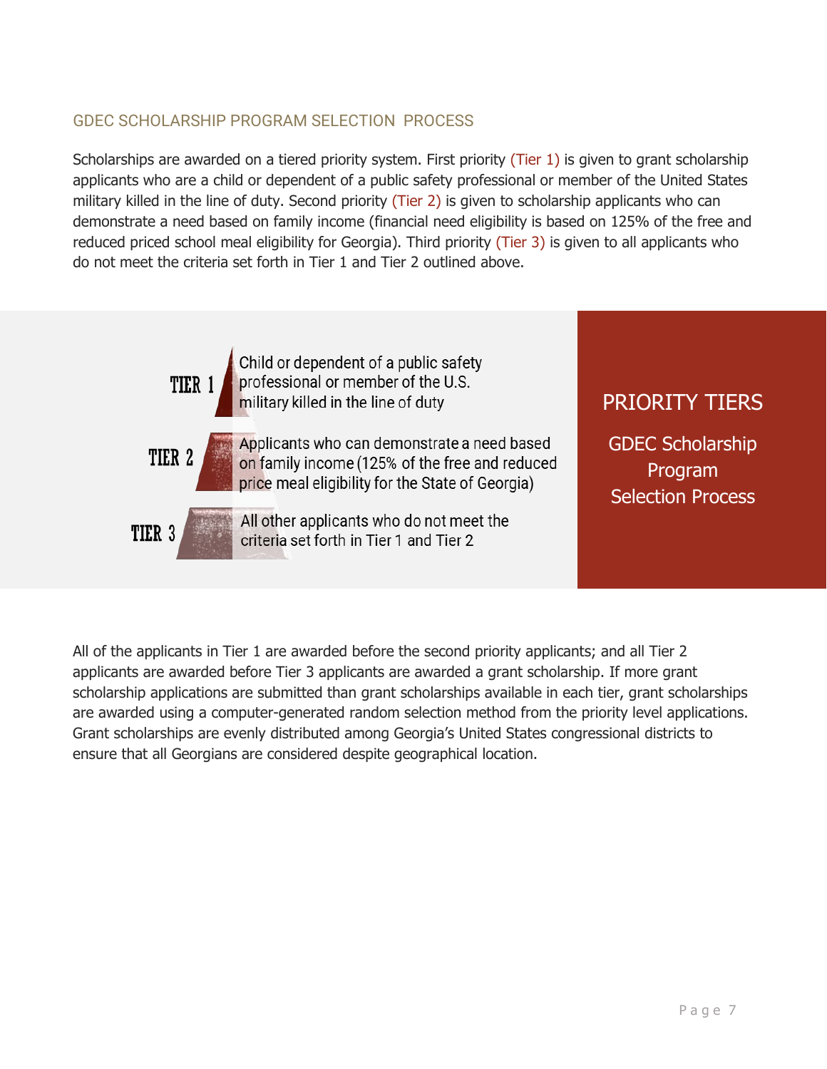## GDEC SCHOLARSHIP PROGRAM SELECTION PROCESS

Scholarships are awarded on a tiered priority system. First priority (Tier 1) is given to grant scholarship applicants who are a child or dependent of a public safety professional or member of the United States military killed in the line of duty. Second priority (Tier 2) is given to scholarship applicants who can demonstrate a need based on family income (financial need eligibility is based on 125% of the free and reduced priced school meal eligibility for Georgia). Third priority (Tier 3) is given to all applicants who do not meet the criteria set forth in Tier 1 and Tier 2 outlined above.

**TIER 1** Child or dependent of a public safety professional or member of the U.S. military killed in the line of duty

**TIER 2** Applicants who can demonstrate a need based on family income (125% of the free and reduced price meal eligibility for the State of Georgia)

**TIER 3** All other applicants who do not meet the criteria set forth in Tier 1 and Tier 2

### PRIORITY TIERS

GDEC Scholarship Program Selection Process

All of the applicants in Tier 1 are awarded before the second priority applicants; and all Tier 2 applicants are awarded before Tier 3 applicants are awarded a grant scholarship. If more grant scholarship applications are submitted than grant scholarships available in each tier, grant scholarships are awarded using a computer-generated random selection method from the priority level applications. Grant scholarships are evenly distributed among Georgia's United States congressional districts to ensure that all Georgians are considered despite geographical location.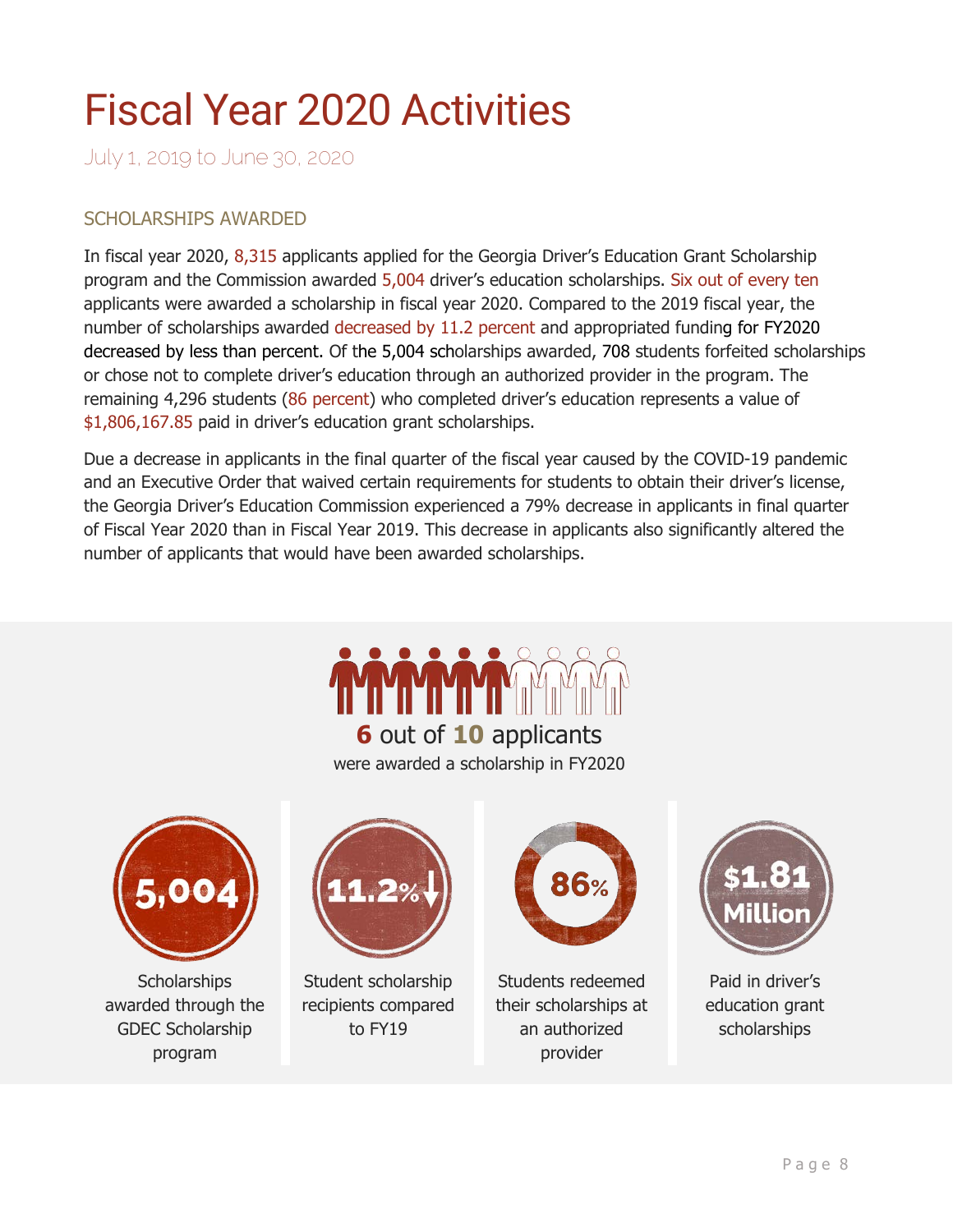# Fiscal Year 2020 Activities

July 1, 2019 to June 30, 2020

## SCHOLARSHIPS AWARDED

In fiscal year 2020, 8,315 applicants applied for the Georgia Driver's Education Grant Scholarship program and the Commission awarded 5,004 driver's education scholarships. Six out of every ten applicants were awarded a scholarship in fiscal year 2020. Compared to the 2019 fiscal year, the number of scholarships awarded decreased by 11.2 percent and appropriated funding for FY2020 decreased by less than percent. Of the 5,004 scholarships awarded, 708 students forfeited scholarships or chose not to complete driver's education through an authorized provider in the program. The remaining 4,296 students (86 percent) who completed driver's education represents a value of $1,806,167.85 paid in driver's education grant scholarships.

Due a decrease in applicants in the final quarter of the fiscal year caused by the COVID-19 pandemic and an Executive Order that waived certain requirements for students to obtain their driver's license, the Georgia Driver's Education Commission experienced a 79% decrease in applicants in final quarter of Fiscal Year 2020 than in Fiscal Year 2019. This decrease in applicants also significantly altered the number of applicants that would have been awarded scholarships.

**6** out of **10** applicants
were awarded a scholarship in FY2020

**5,004**
Scholarships awarded through the GDEC Scholarship program

**11.2%↓**
Student scholarship recipients compared to FY19

**86%**
Students redeemed their scholarships at an authorized provider

**$1.81 Million**
Paid in driver's education grant scholarships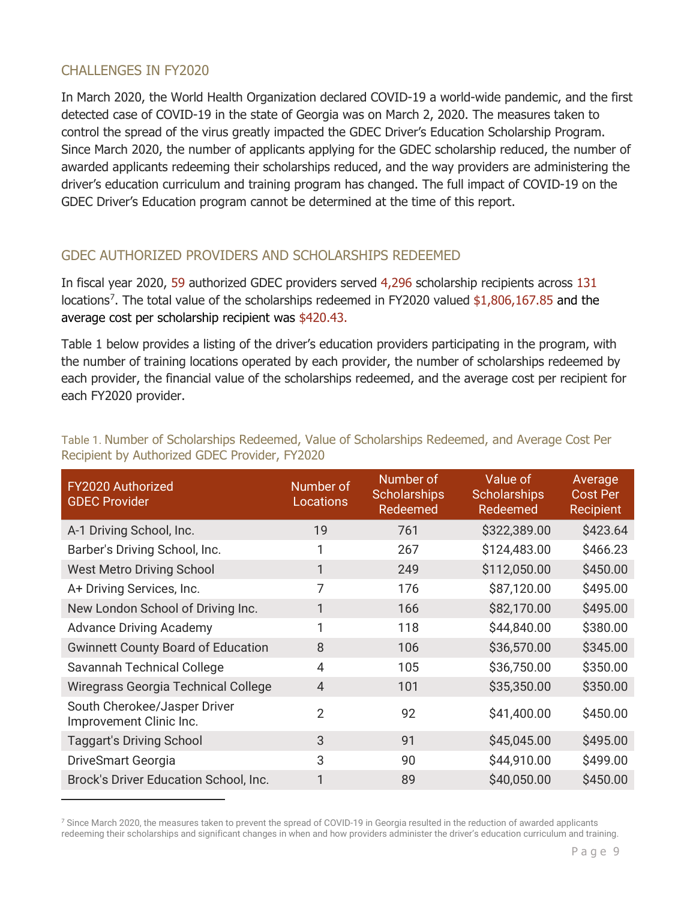## CHALLENGES IN FY2020

In March 2020, the World Health Organization declared COVID-19 a world-wide pandemic, and the first detected case of COVID-19 in the state of Georgia was on March 2, 2020. The measures taken to control the spread of the virus greatly impacted the GDEC Driver's Education Scholarship Program. Since March 2020, the number of applicants applying for the GDEC scholarship reduced, the number of awarded applicants redeeming their scholarships reduced, and the way providers are administering the driver's education curriculum and training program has changed. The full impact of COVID-19 on the GDEC Driver's Education program cannot be determined at the time of this report.

## GDEC AUTHORIZED PROVIDERS AND SCHOLARSHIPS REDEEMED

In fiscal year 2020, 59 authorized GDEC providers served 4,296 scholarship recipients across 131 locations[7]. The total value of the scholarships redeemed in FY2020 valued $1,806,167.85 and the average cost per scholarship recipient was $420.43.

Table 1 below provides a listing of the driver's education providers participating in the program, with the number of training locations operated by each provider, the number of scholarships redeemed by each provider, the financial value of the scholarships redeemed, and the average cost per recipient for each FY2020 provider.

Table 1. Number of Scholarships Redeemed, Value of Scholarships Redeemed, and Average Cost Per Recipient by Authorized GDEC Provider, FY2020

| FY2020 Authorized GDEC Provider | Number of Locations | Number of Scholarships Redeemed | Value of Scholarships Redeemed | Average Cost Per Recipient |
|---|---|---|---|---|
| A-1 Driving School, Inc. | 19 | 761 | $322,389.00 | $423.64 |
| Barber's Driving School, Inc. | 1 | 267 | $124,483.00 | $466.23 |
| West Metro Driving School | 1 | 249 | $112,050.00 | $450.00 |
| A+ Driving Services, Inc. | 7 | 176 | $87,120.00 | $495.00 |
| New London School of Driving Inc. | 1 | 166 | $82,170.00 | $495.00 |
| Advance Driving Academy | 1 | 118 | $44,840.00 | $380.00 |
| Gwinnett County Board of Education | 8 | 106 | $36,570.00 | $345.00 |
| Savannah Technical College | 4 | 105 | $36,750.00 | $350.00 |
| Wiregrass Georgia Technical College | 4 | 101 | $35,350.00 | $350.00 |
| South Cherokee/Jasper Driver Improvement Clinic Inc. | 2 | 92 | $41,400.00 | $450.00 |
| Taggart's Driving School | 3 | 91 | $45,045.00 | $495.00 |
| DriveSmart Georgia | 3 | 90 | $44,910.00 | $499.00 |
| Brock's Driver Education School, Inc. | 1 | 89 | $40,050.00 | $450.00 |

[7] Since March 2020, the measures taken to prevent the spread of COVID-19 in Georgia resulted in the reduction of awarded applicants redeeming their scholarships and significant changes in when and how providers administer the driver's education curriculum and training.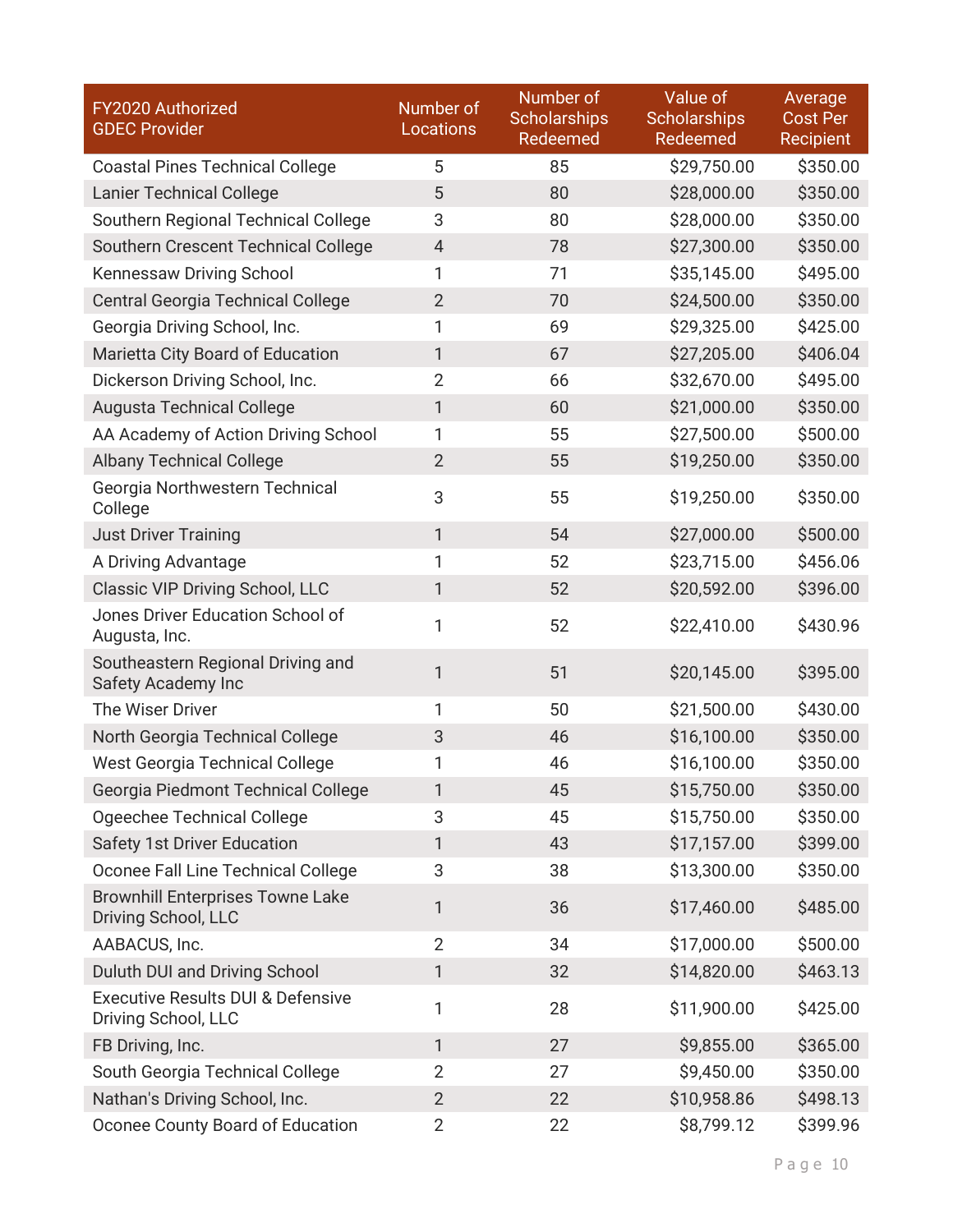| FY2020 Authorized GDEC Provider | Number of Locations | Number of Scholarships Redeemed | Value of Scholarships Redeemed | Average Cost Per Recipient |
|---|---|---|---|---|
| Coastal Pines Technical College | 5 | 85 | $29,750.00 | $350.00 |
| Lanier Technical College | 5 | 80 | $28,000.00 | $350.00 |
| Southern Regional Technical College | 3 | 80 | $28,000.00 | $350.00 |
| Southern Crescent Technical College | 4 | 78 | $27,300.00 | $350.00 |
| Kennessaw Driving School | 1 | 71 | $35,145.00 | $495.00 |
| Central Georgia Technical College | 2 | 70 | $24,500.00 | $350.00 |
| Georgia Driving School, Inc. | 1 | 69 | $29,325.00 | $425.00 |
| Marietta City Board of Education | 1 | 67 | $27,205.00 | $406.04 |
| Dickerson Driving School, Inc. | 2 | 66 | $32,670.00 | $495.00 |
| Augusta Technical College | 1 | 60 | $21,000.00 | $350.00 |
| AA Academy of Action Driving School | 1 | 55 | $27,500.00 | $500.00 |
| Albany Technical College | 2 | 55 | $19,250.00 | $350.00 |
| Georgia Northwestern Technical College | 3 | 55 | $19,250.00 | $350.00 |
| Just Driver Training | 1 | 54 | $27,000.00 | $500.00 |
| A Driving Advantage | 1 | 52 | $23,715.00 | $456.06 |
| Classic VIP Driving School, LLC | 1 | 52 | $20,592.00 | $396.00 |
| Jones Driver Education School of Augusta, Inc. | 1 | 52 | $22,410.00 | $430.96 |
| Southeastern Regional Driving and Safety Academy Inc | 1 | 51 | $20,145.00 | $395.00 |
| The Wiser Driver | 1 | 50 | $21,500.00 | $430.00 |
| North Georgia Technical College | 3 | 46 | $16,100.00 | $350.00 |
| West Georgia Technical College | 1 | 46 | $16,100.00 | $350.00 |
| Georgia Piedmont Technical College | 1 | 45 | $15,750.00 | $350.00 |
| Ogeechee Technical College | 3 | 45 | $15,750.00 | $350.00 |
| Safety 1st Driver Education | 1 | 43 | $17,157.00 | $399.00 |
| Oconee Fall Line Technical College | 3 | 38 | $13,300.00 | $350.00 |
| Brownhill Enterprises Towne Lake Driving School, LLC | 1 | 36 | $17,460.00 | $485.00 |
| AABACUS, Inc. | 2 | 34 | $17,000.00 | $500.00 |
| Duluth DUI and Driving School | 1 | 32 | $14,820.00 | $463.13 |
| Executive Results DUI & Defensive Driving School, LLC | 1 | 28 | $11,900.00 | $425.00 |
| FB Driving, Inc. | 1 | 27 | $9,855.00 | $365.00 |
| South Georgia Technical College | 2 | 27 | $9,450.00 | $350.00 |
| Nathan's Driving School, Inc. | 2 | 22 | $10,958.86 | $498.13 |
| Oconee County Board of Education | 2 | 22 | $8,799.12 | $399.96 |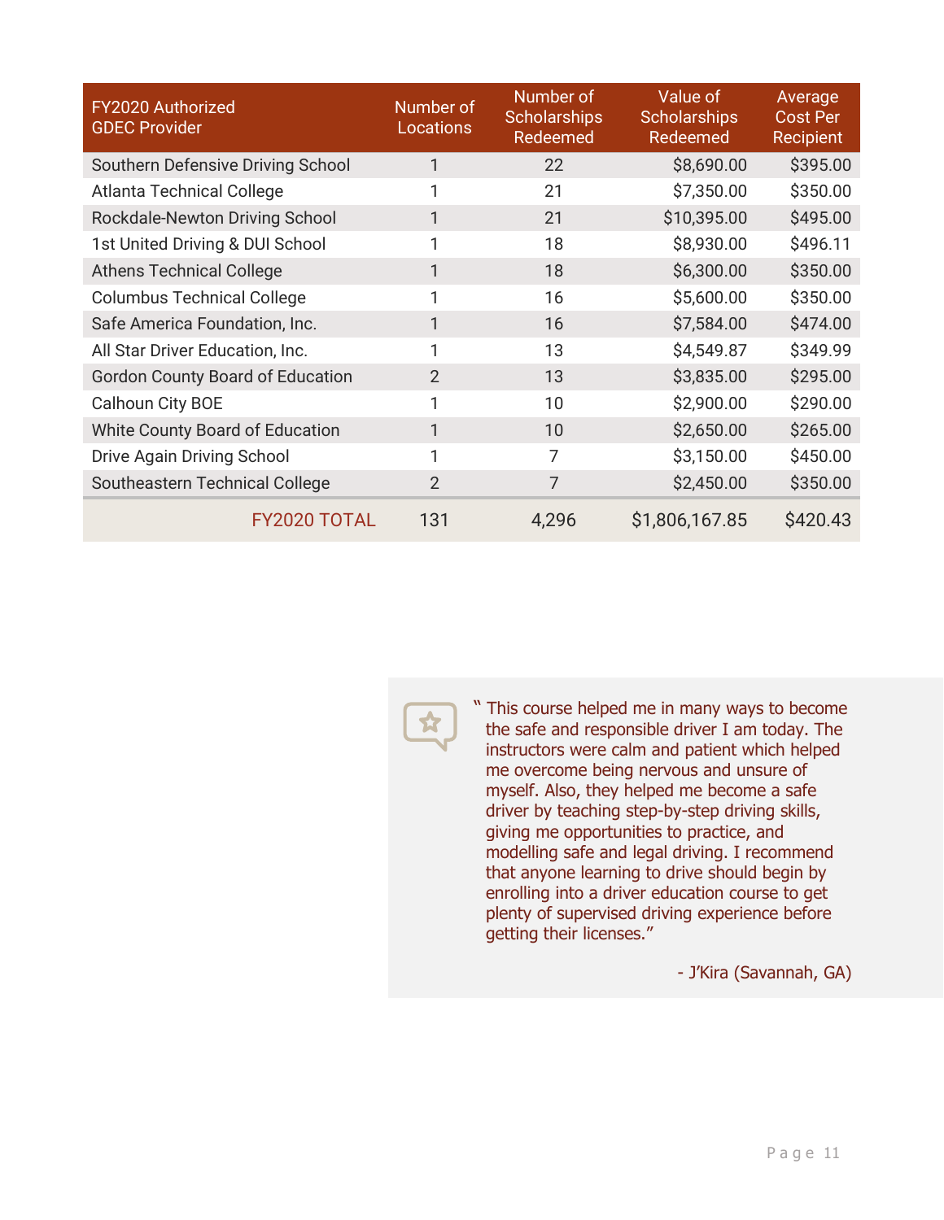| FY2020 Authorized GDEC Provider | Number of Locations | Number of Scholarships Redeemed | Value of Scholarships Redeemed | Average Cost Per Recipient |
|---|---|---|---|---|
| Southern Defensive Driving School | 1 | 22 | $8,690.00 | $395.00 |
| Atlanta Technical College | 1 | 21 | $7,350.00 | $350.00 |
| Rockdale-Newton Driving School | 1 | 21 | $10,395.00 | $495.00 |
| 1st United Driving & DUI School | 1 | 18 | $8,930.00 | $496.11 |
| Athens Technical College | 1 | 18 | $6,300.00 | $350.00 |
| Columbus Technical College | 1 | 16 | $5,600.00 | $350.00 |
| Safe America Foundation, Inc. | 1 | 16 | $7,584.00 | $474.00 |
| All Star Driver Education, Inc. | 1 | 13 | $4,549.87 | $349.99 |
| Gordon County Board of Education | 2 | 13 | $3,835.00 | $295.00 |
| Calhoun City BOE | 1 | 10 | $2,900.00 | $290.00 |
| White County Board of Education | 1 | 10 | $2,650.00 | $265.00 |
| Drive Again Driving School | 1 | 7 | $3,150.00 | $450.00 |
| Southeastern Technical College | 2 | 7 | $2,450.00 | $350.00 |
| FY2020 TOTAL | 131 | 4,296 | $1,806,167.85 | $420.43 |

" This course helped me in many ways to become the safe and responsible driver I am today. The instructors were calm and patient which helped me overcome being nervous and unsure of myself. Also, they helped me become a safe driver by teaching step-by-step driving skills, giving me opportunities to practice, and modelling safe and legal driving. I recommend that anyone learning to drive should begin by enrolling into a driver education course to get plenty of supervised driving experience before getting their licenses."

- J'Kira (Savannah, GA)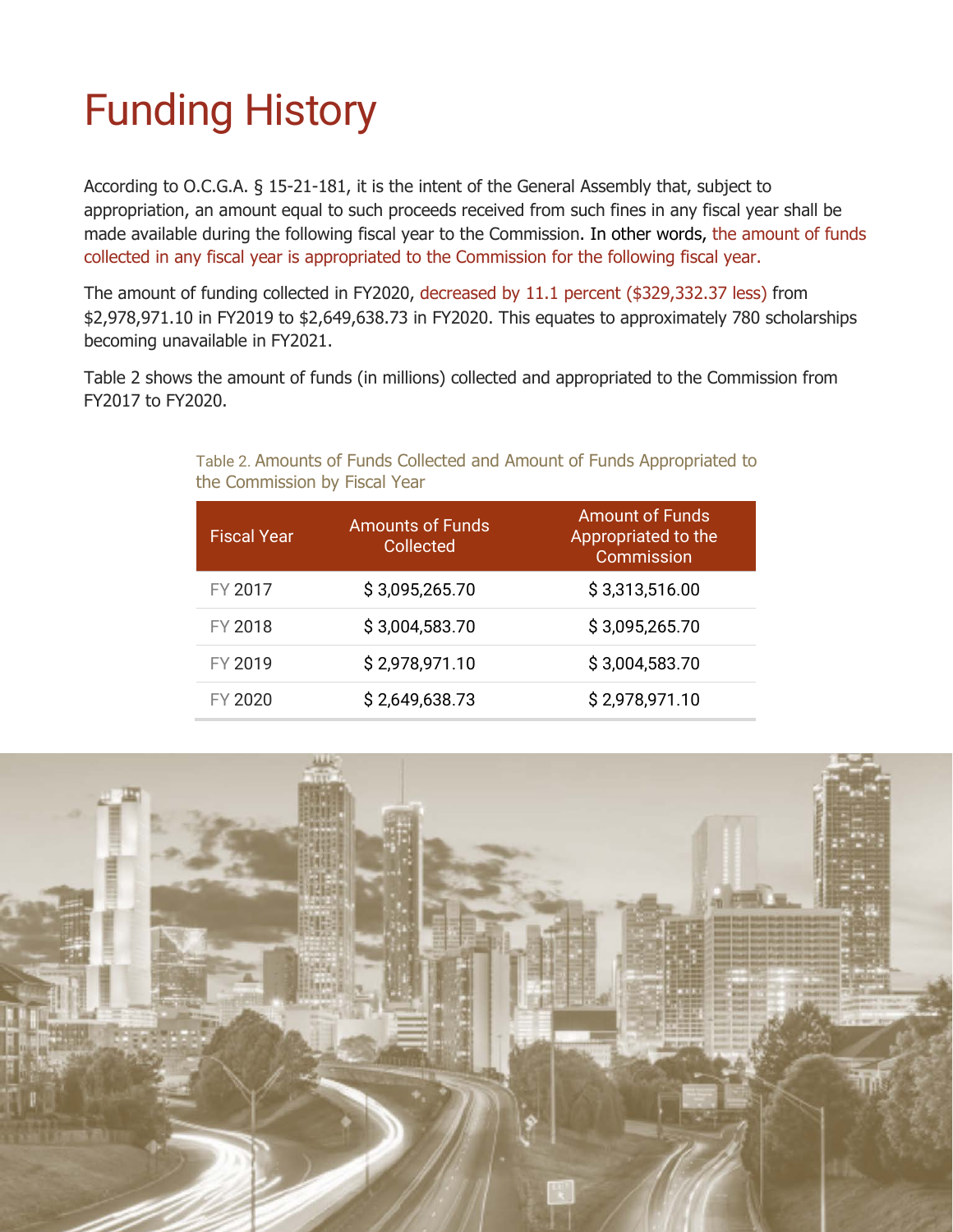# Funding History

According to O.C.G.A. § 15-21-181, it is the intent of the General Assembly that, subject to appropriation, an amount equal to such proceeds received from such fines in any fiscal year shall be made available during the following fiscal year to the Commission. In other words, the amount of funds collected in any fiscal year is appropriated to the Commission for the following fiscal year.

The amount of funding collected in FY2020, decreased by 11.1 percent ($329,332.37 less) from $2,978,971.10 in FY2019 to $2,649,638.73 in FY2020. This equates to approximately 780 scholarships becoming unavailable in FY2021.

Table 2 shows the amount of funds (in millions) collected and appropriated to the Commission from FY2017 to FY2020.

Table 2. Amounts of Funds Collected and Amount of Funds Appropriated to the Commission by Fiscal Year

| Fiscal Year | Amounts of Funds Collected | Amount of Funds Appropriated to the Commission |
|---|---|---|
| FY 2017 | $ 3,095,265.70 | $ 3,313,516.00 |
| FY 2018 | $ 3,004,583.70 | $ 3,095,265.70 |
| FY 2019 | $ 2,978,971.10 | $ 3,004,583.70 |
| FY 2020 | $ 2,649,638.73 | $ 2,978,971.10 |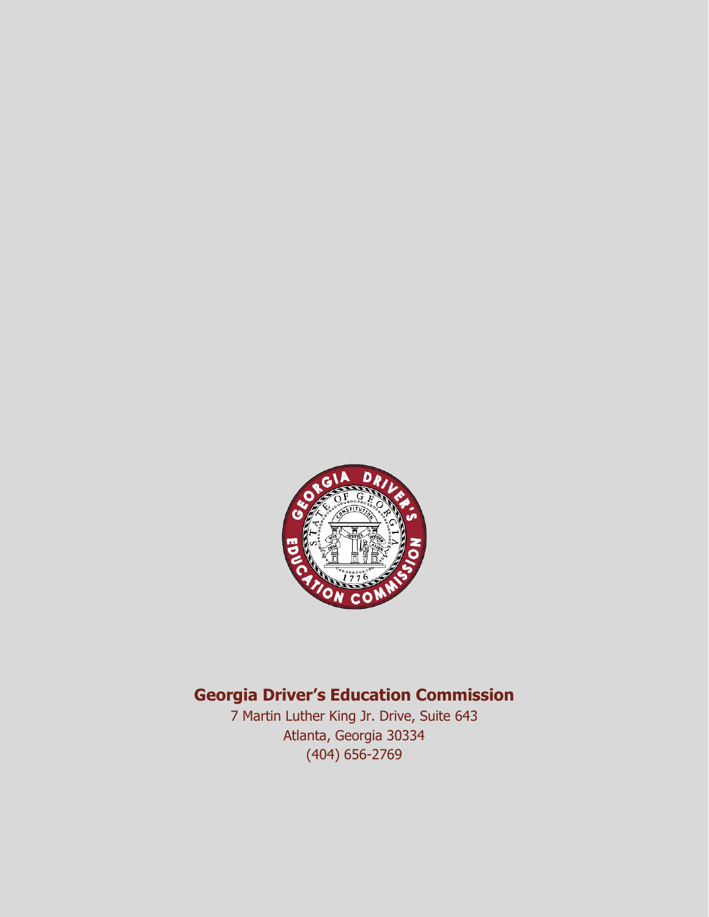**Georgia Driver's Education Commission**

7 Martin Luther King Jr. Drive, Suite 643
Atlanta, Georgia 30334
(404) 656-2769